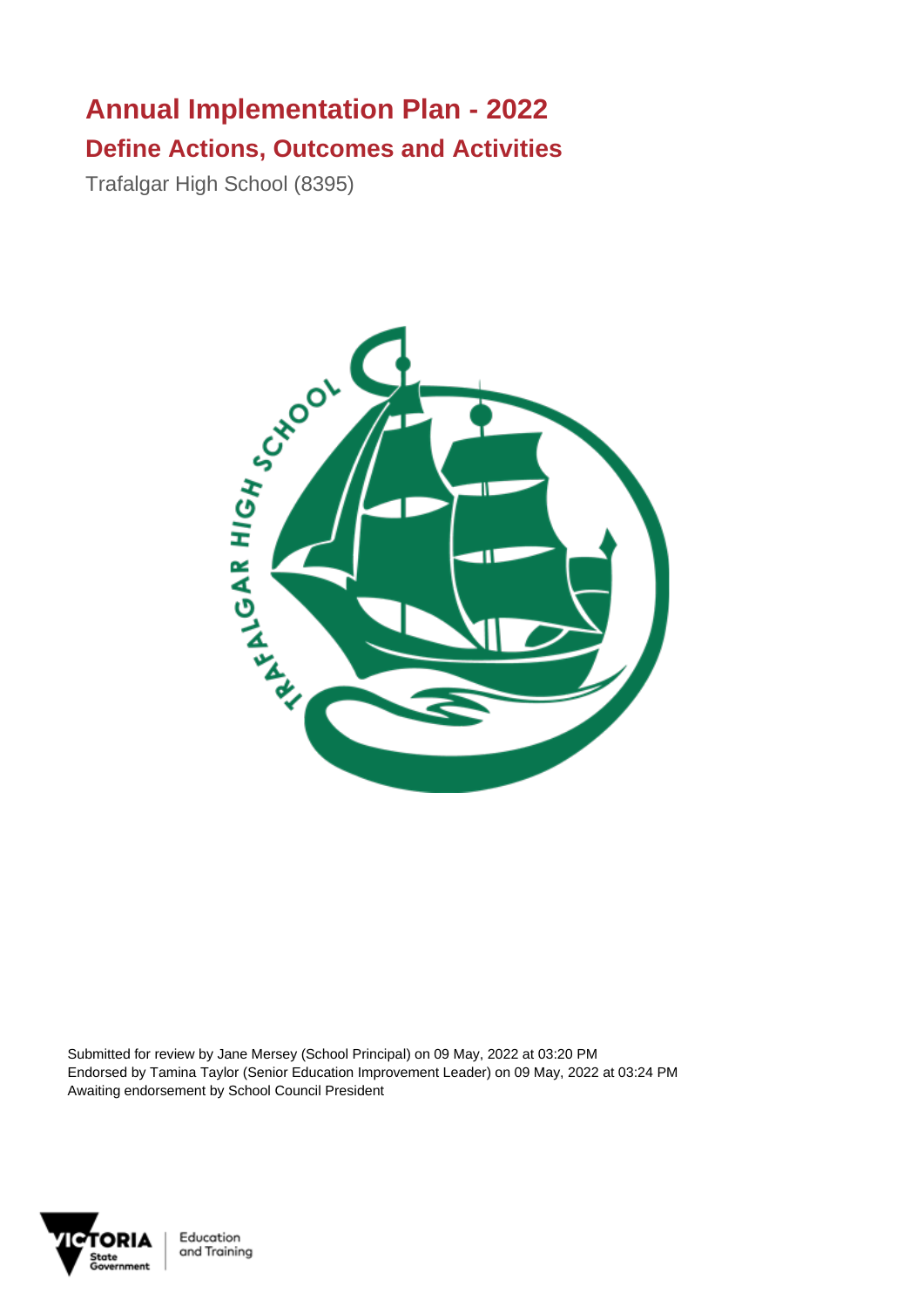# Annual Implementation Plan - 2022

## Define Actions, Outcomes and Activities

Trafalgar High School (8395)

Submitted for review by Jane Mersey (School Principal) on 09 May, 2022 at 03:20 PM
Endorsed by Tamina Taylor (Senior Education Improvement Leader) on 09 May, 2022 at 03:24 PM
Awaiting endorsement by School Council President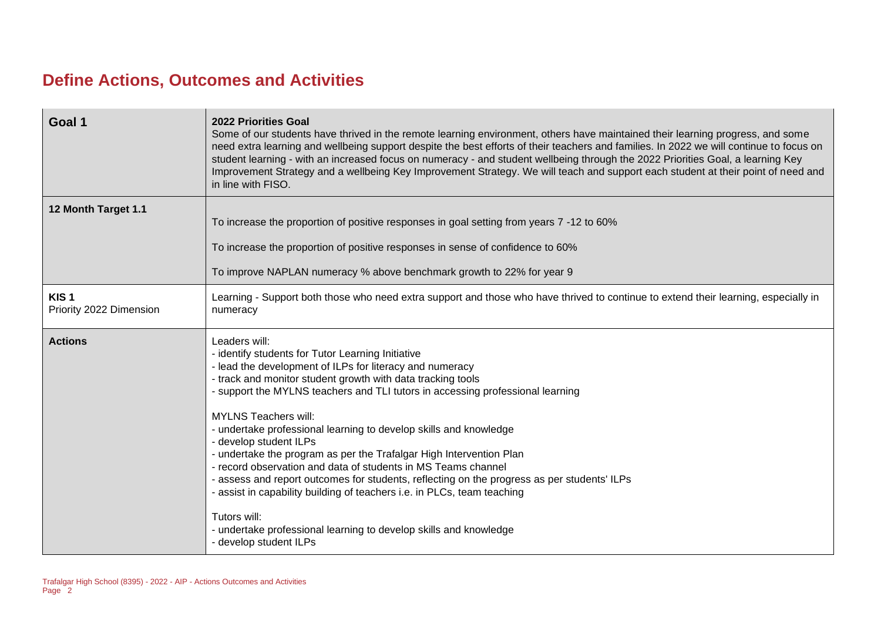# Define Actions, Outcomes and Activities

| Goal 1 | **2022 Priorities Goal**<br>Some of our students have thrived in the remote learning environment, others have maintained their learning progress, and some need extra learning and wellbeing support despite the best efforts of their teachers and families. In 2022 we will continue to focus on student learning - with an increased focus on numeracy - and student wellbeing through the 2022 Priorities Goal, a learning Key Improvement Strategy and a wellbeing Key Improvement Strategy. We will teach and support each student at their point of need and in line with FISO. |
|---|---|
| **12 Month Target 1.1** | To increase the proportion of positive responses in goal setting from years 7 -12 to 60%<br><br>To increase the proportion of positive responses in sense of confidence to 60%<br><br>To improve NAPLAN numeracy % above benchmark growth to 22% for year 9 |
| **KIS 1**<br>Priority 2022 Dimension | Learning - Support both those who need extra support and those who have thrived to continue to extend their learning, especially in numeracy |
| **Actions** | Leaders will:<br>- identify students for Tutor Learning Initiative<br>- lead the development of ILPs for literacy and numeracy<br>- track and monitor student growth with data tracking tools<br>- support the MYLNS teachers and TLI tutors in accessing professional learning<br><br>MYLNS Teachers will:<br>- undertake professional learning to develop skills and knowledge<br>- develop student ILPs<br>- undertake the program as per the Trafalgar High Intervention Plan<br>- record observation and data of students in MS Teams channel<br>- assess and report outcomes for students, reflecting on the progress as per students' ILPs<br>- assist in capability building of teachers i.e. in PLCs, team teaching<br><br>Tutors will:<br>- undertake professional learning to develop skills and knowledge<br>- develop student ILPs |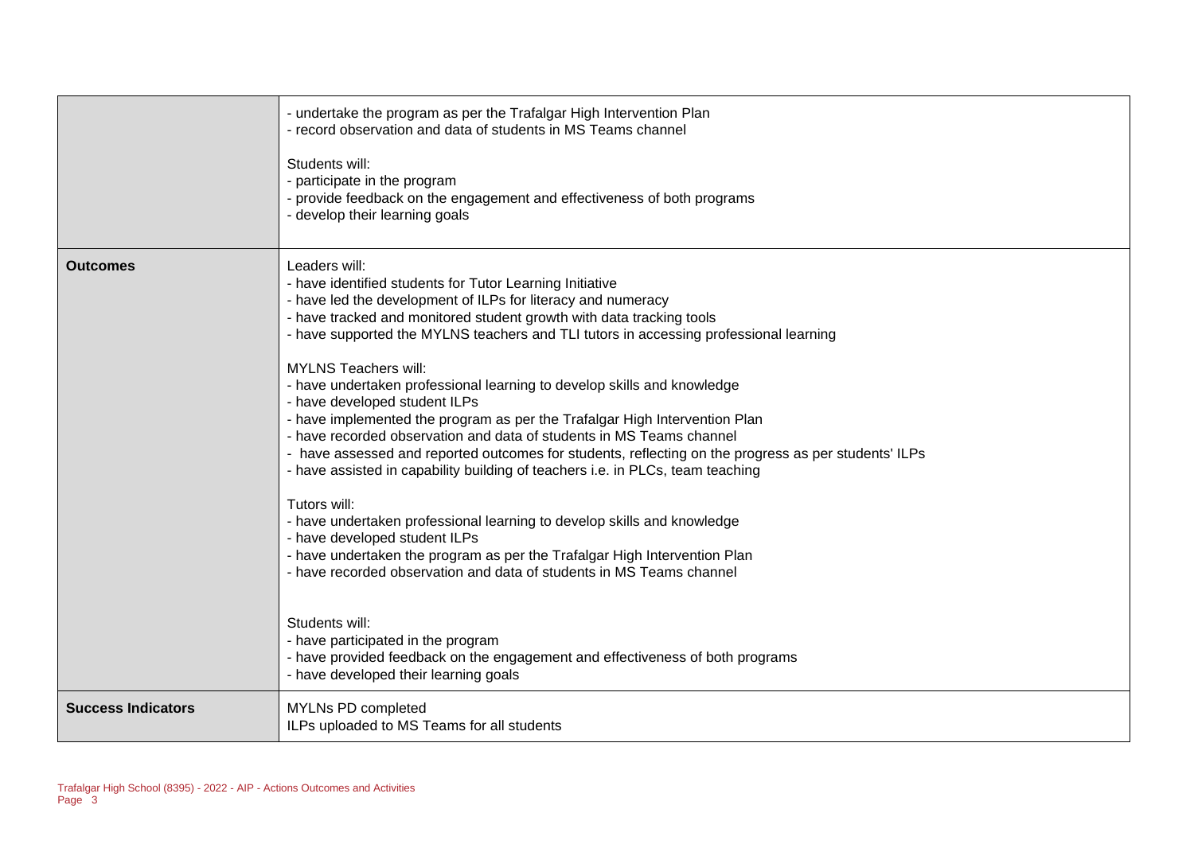| | |
|---|---|
| | - undertake the program as per the Trafalgar High Intervention Plan<br>- record observation and data of students in MS Teams channel<br><br>Students will:<br>- participate in the program<br>- provide feedback on the engagement and effectiveness of both programs<br>- develop their learning goals |
| **Outcomes** | Leaders will:<br>- have identified students for Tutor Learning Initiative<br>- have led the development of ILPs for literacy and numeracy<br>- have tracked and monitored student growth with data tracking tools<br>- have supported the MYLNS teachers and TLI tutors in accessing professional learning<br><br>MYLNS Teachers will:<br>- have undertaken professional learning to develop skills and knowledge<br>- have developed student ILPs<br>- have implemented the program as per the Trafalgar High Intervention Plan<br>- have recorded observation and data of students in MS Teams channel<br>- have assessed and reported outcomes for students, reflecting on the progress as per students' ILPs<br>- have assisted in capability building of teachers i.e. in PLCs, team teaching<br><br>Tutors will:<br>- have undertaken professional learning to develop skills and knowledge<br>- have developed student ILPs<br>- have undertaken the program as per the Trafalgar High Intervention Plan<br>- have recorded observation and data of students in MS Teams channel<br><br>Students will:<br>- have participated in the program<br>- have provided feedback on the engagement and effectiveness of both programs<br>- have developed their learning goals |
| **Success Indicators** | MYLNs PD completed<br>ILPs uploaded to MS Teams for all students |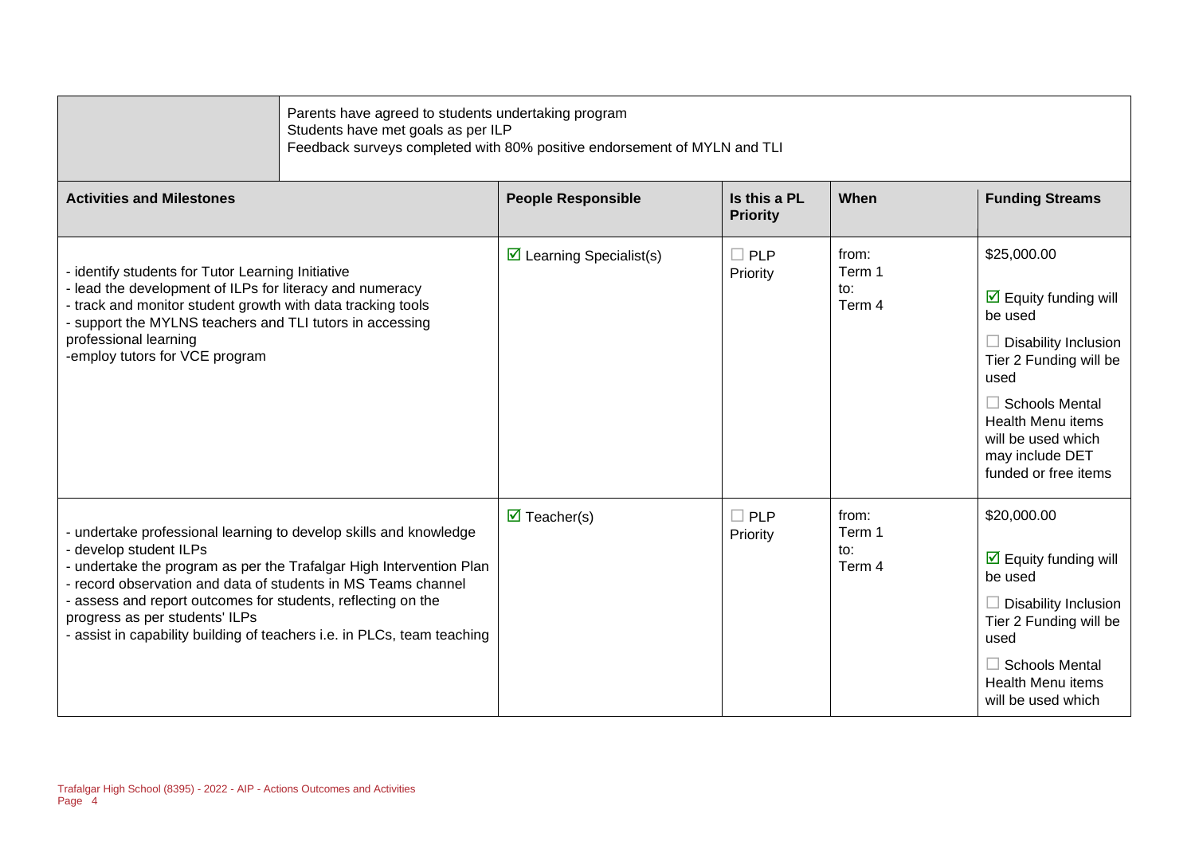| | Parents have agreed to students undertaking program<br>Students have met goals as per ILP<br>Feedback surveys completed with 80% positive endorsement of MYLN and TLI |
|---|---|

| Activities and Milestones | People Responsible | Is this a PL Priority | When | Funding Streams |
|---|---|---|---|---|
| - identify students for Tutor Learning Initiative<br>- lead the development of ILPs for literacy and numeracy<br>- track and monitor student growth with data tracking tools<br>- support the MYLNS teachers and TLI tutors in accessing professional learning<br>-employ tutors for VCE program | ☑ Learning Specialist(s) | ☐ PLP Priority | from:<br>Term 1<br>to:<br>Term 4 | $25,000.00<br>☑ Equity funding will be used<br>☐ Disability Inclusion Tier 2 Funding will be used<br>☐ Schools Mental Health Menu items will be used which may include DET funded or free items |
| - undertake professional learning to develop skills and knowledge<br>- develop student ILPs<br>- undertake the program as per the Trafalgar High Intervention Plan<br>- record observation and data of students in MS Teams channel<br>- assess and report outcomes for students, reflecting on the progress as per students' ILPs<br>- assist in capability building of teachers i.e. in PLCs, team teaching | ☑ Teacher(s) | ☐ PLP Priority | from:<br>Term 1<br>to:<br>Term 4 | $20,000.00<br>☑ Equity funding will be used<br>☐ Disability Inclusion Tier 2 Funding will be used<br>☐ Schools Mental Health Menu items will be used which |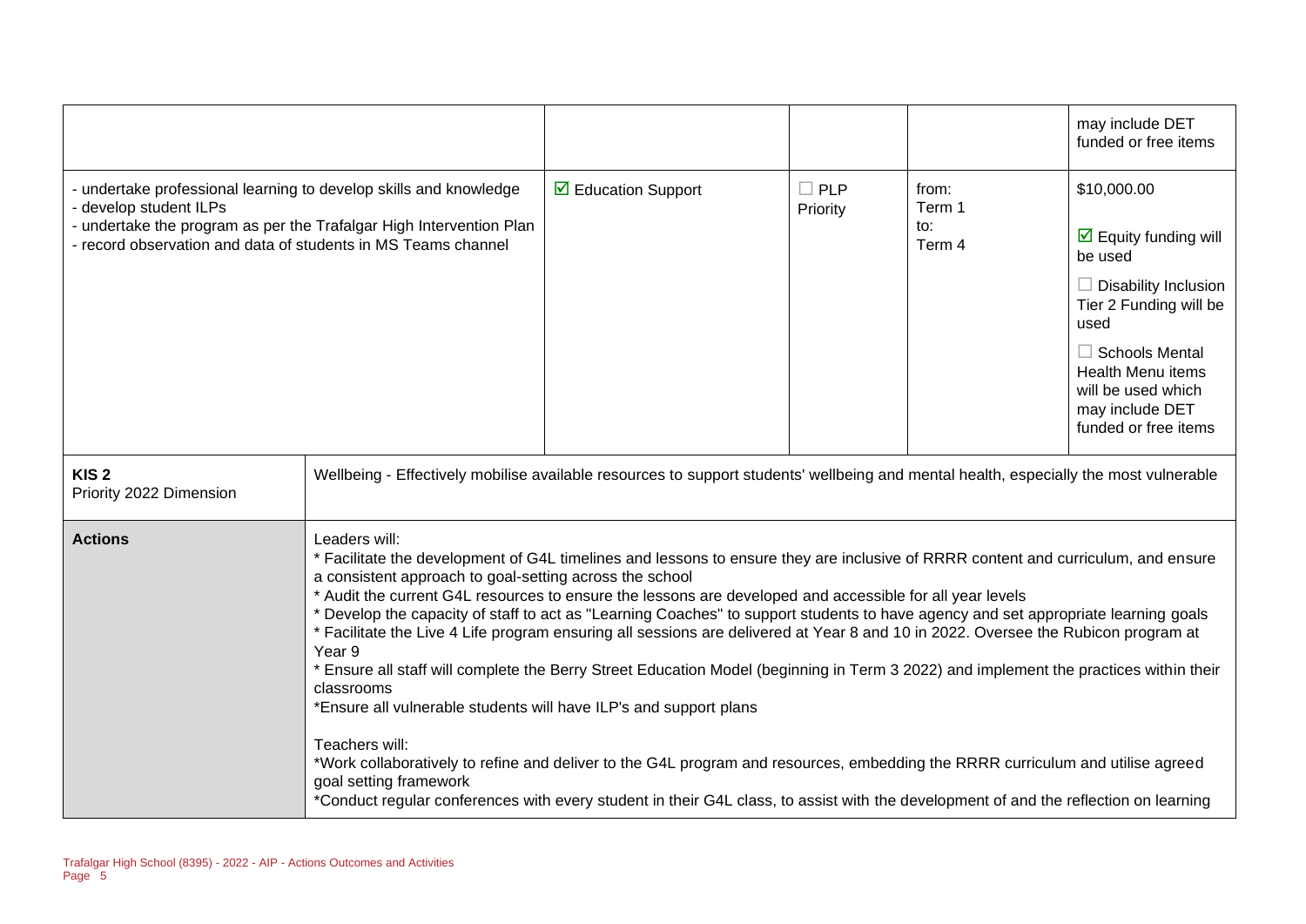| | | | | | |
|---|---|---|---|---|---|
| | | | | | may include DET funded or free items |
| - undertake professional learning to develop skills and knowledge<br>- develop student ILPs<br>- undertake the program as per the Trafalgar High Intervention Plan<br>- record observation and data of students in MS Teams channel | | ☑ Education Support | ☐ PLP Priority | from:<br>Term 1<br>to:<br>Term 4 | $10,000.00<br><br>☑ Equity funding will be used<br><br>☐ Disability Inclusion Tier 2 Funding will be used<br><br>☐ Schools Mental Health Menu items will be used which may include DET funded or free items |
| **KIS 2**<br>Priority 2022 Dimension | Wellbeing - Effectively mobilise available resources to support students' wellbeing and mental health, especially the most vulnerable | | | | |
| **Actions** | Leaders will:<br>* Facilitate the development of G4L timelines and lessons to ensure they are inclusive of RRRR content and curriculum, and ensure a consistent approach to goal-setting across the school<br>* Audit the current G4L resources to ensure the lessons are developed and accessible for all year levels<br>* Develop the capacity of staff to act as "Learning Coaches" to support students to have agency and set appropriate learning goals<br>* Facilitate the Live 4 Life program ensuring all sessions are delivered at Year 8 and 10 in 2022. Oversee the Rubicon program at Year 9<br>* Ensure all staff will complete the Berry Street Education Model (beginning in Term 3 2022) and implement the practices within their classrooms<br>*Ensure all vulnerable students will have ILP's and support plans<br><br>Teachers will:<br>*Work collaboratively to refine and deliver to the G4L program and resources, embedding the RRRR curriculum and utilise agreed goal setting framework<br>*Conduct regular conferences with every student in their G4L class, to assist with the development of and the reflection on learning | | | | |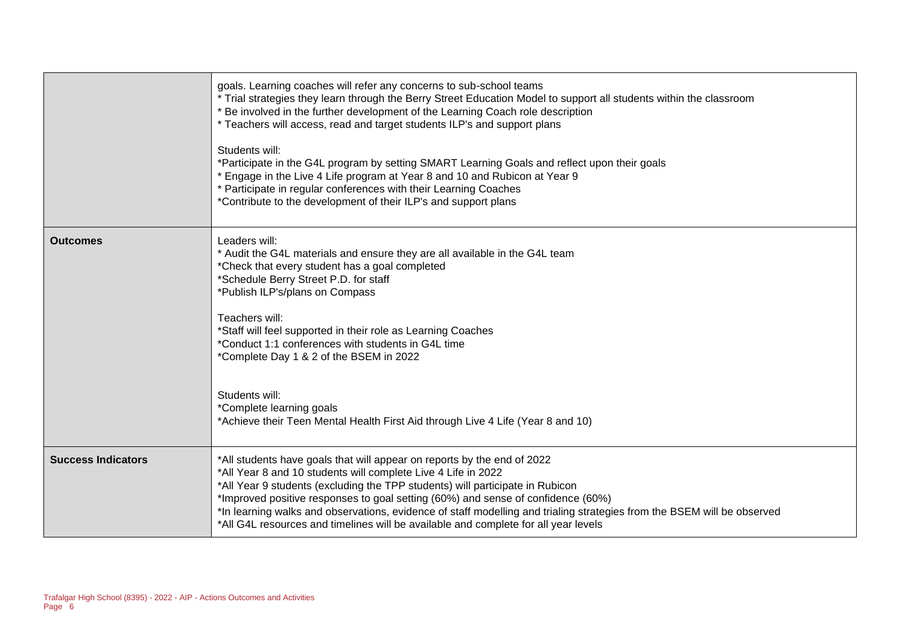| | |
|---|---|
| | goals. Learning coaches will refer any concerns to sub-school teams<br>* Trial strategies they learn through the Berry Street Education Model to support all students within the classroom<br>* Be involved in the further development of the Learning Coach role description<br>* Teachers will access, read and target students ILP's and support plans<br><br>Students will:<br>*Participate in the G4L program by setting SMART Learning Goals and reflect upon their goals<br>* Engage in the Live 4 Life program at Year 8 and 10 and Rubicon at Year 9<br>* Participate in regular conferences with their Learning Coaches<br>*Contribute to the development of their ILP's and support plans |
| **Outcomes** | Leaders will:<br>* Audit the G4L materials and ensure they are all available in the G4L team<br>*Check that every student has a goal completed<br>*Schedule Berry Street P.D. for staff<br>*Publish ILP's/plans on Compass<br><br>Teachers will:<br>*Staff will feel supported in their role as Learning Coaches<br>*Conduct 1:1 conferences with students in G4L time<br>*Complete Day 1 & 2 of the BSEM in 2022<br><br>Students will:<br>*Complete learning goals<br>*Achieve their Teen Mental Health First Aid through Live 4 Life (Year 8 and 10) |
| **Success Indicators** | *All students have goals that will appear on reports by the end of 2022<br>*All Year 8 and 10 students will complete Live 4 Life in 2022<br>*All Year 9 students (excluding the TPP students) will participate in Rubicon<br>*Improved positive responses to goal setting (60%) and sense of confidence (60%)<br>*In learning walks and observations, evidence of staff modelling and trialing strategies from the BSEM will be observed<br>*All G4L resources and timelines will be available and complete for all year levels |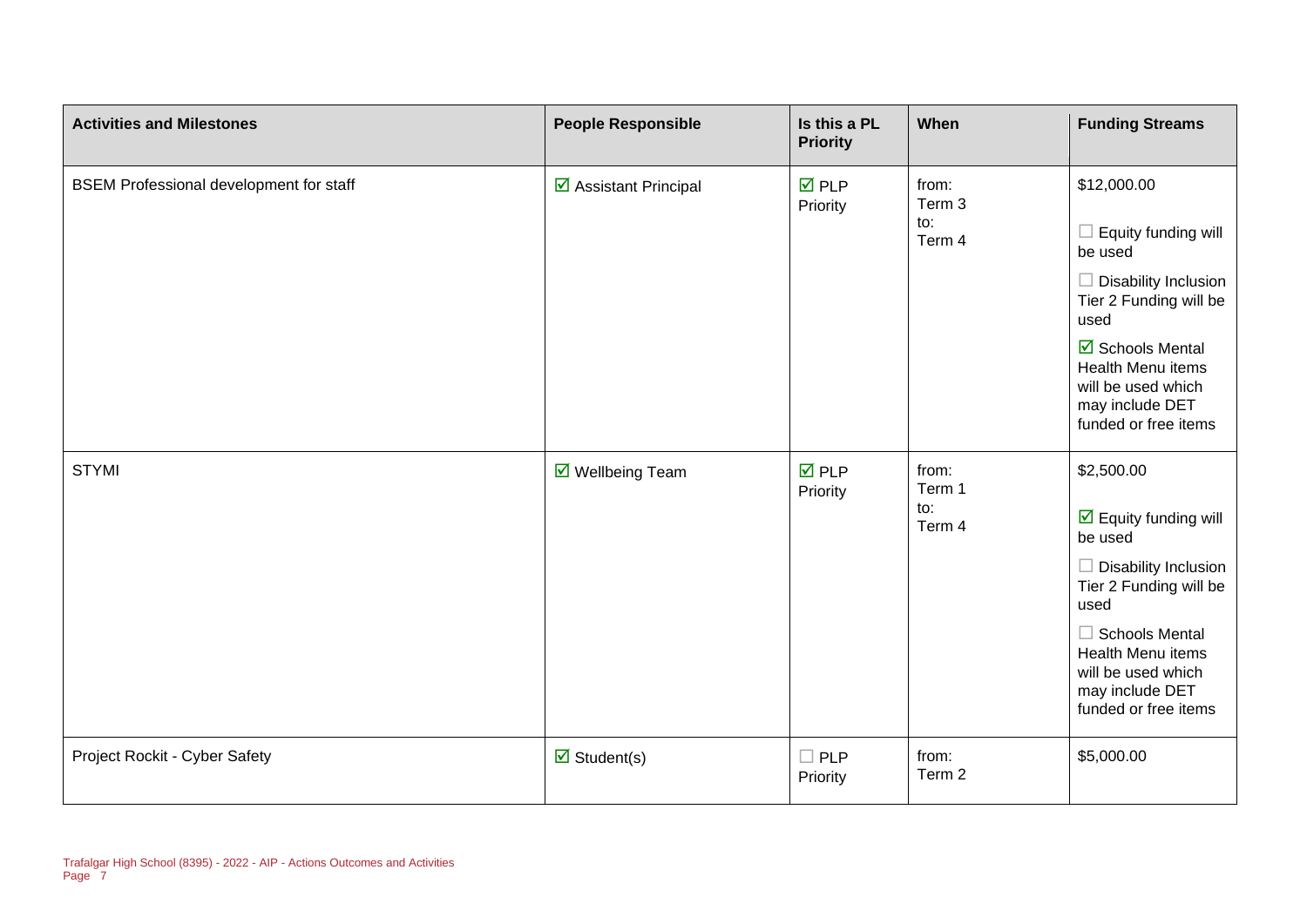| Activities and Milestones | People Responsible | Is this a PL Priority | When | Funding Streams |
|---|---|---|---|---|
| BSEM Professional development for staff | ☑ Assistant Principal | ☑ PLP Priority | from: Term 3 to: Term 4 | $12,000.00 ☐ Equity funding will be used ☐ Disability Inclusion Tier 2 Funding will be used ☑ Schools Mental Health Menu items will be used which may include DET funded or free items |
| STYMI | ☑ Wellbeing Team | ☑ PLP Priority | from: Term 1 to: Term 4 | $2,500.00 ☑ Equity funding will be used ☐ Disability Inclusion Tier 2 Funding will be used ☐ Schools Mental Health Menu items will be used which may include DET funded or free items |
| Project Rockit - Cyber Safety | ☑ Student(s) | ☐ PLP Priority | from: Term 2 | $5,000.00 |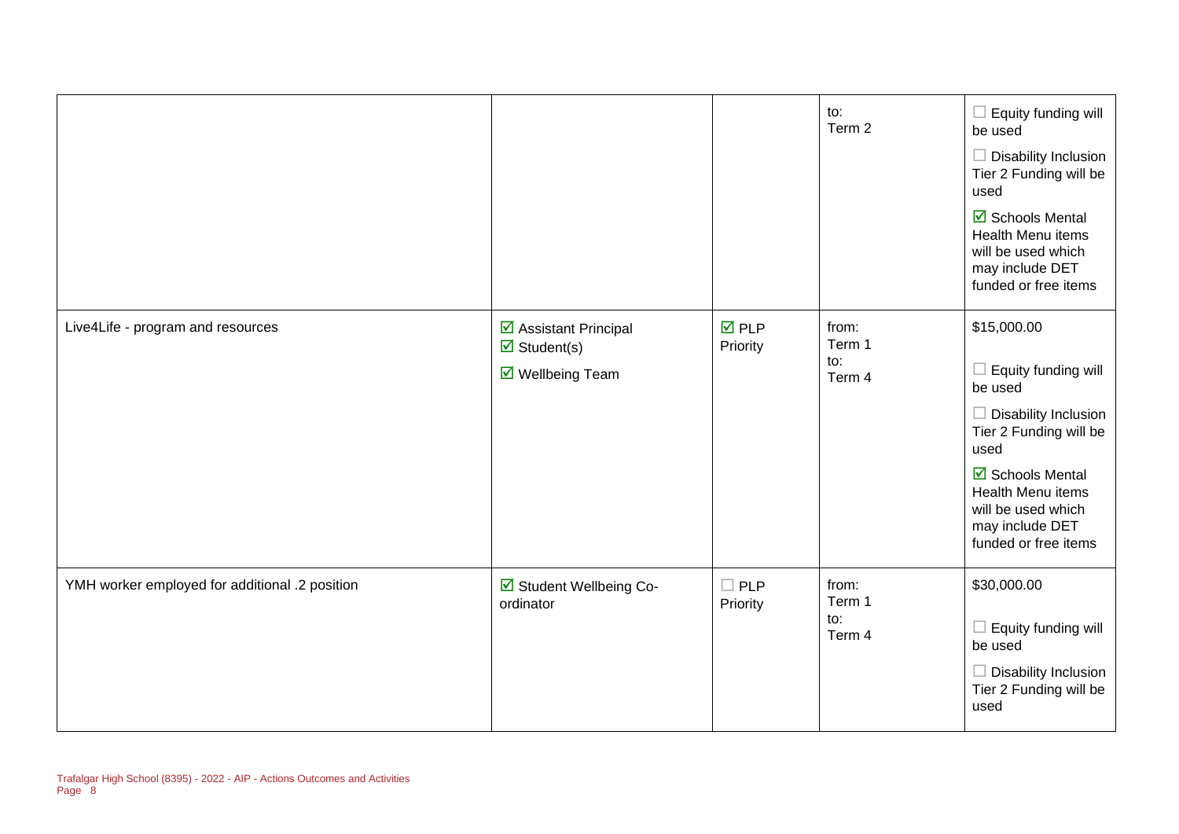| | | | | |
|---|---|---|---|---|
| | | | to:<br>Term 2 | ☐ Equity funding will be used<br>☐ Disability Inclusion Tier 2 Funding will be used<br>☑ Schools Mental Health Menu items will be used which may include DET funded or free items |
| Live4Life - program and resources | ☑ Assistant Principal<br>☑ Student(s)<br>☑ Wellbeing Team | ☑ PLP Priority | from:<br>Term 1<br>to:<br>Term 4 | $15,000.00<br>☐ Equity funding will be used<br>☐ Disability Inclusion Tier 2 Funding will be used<br>☑ Schools Mental Health Menu items will be used which may include DET funded or free items |
| YMH worker employed for additional .2 position | ☑ Student Wellbeing Co-ordinator | ☐ PLP Priority | from:<br>Term 1<br>to:<br>Term 4 | $30,000.00<br>☐ Equity funding will be used<br>☐ Disability Inclusion Tier 2 Funding will be used |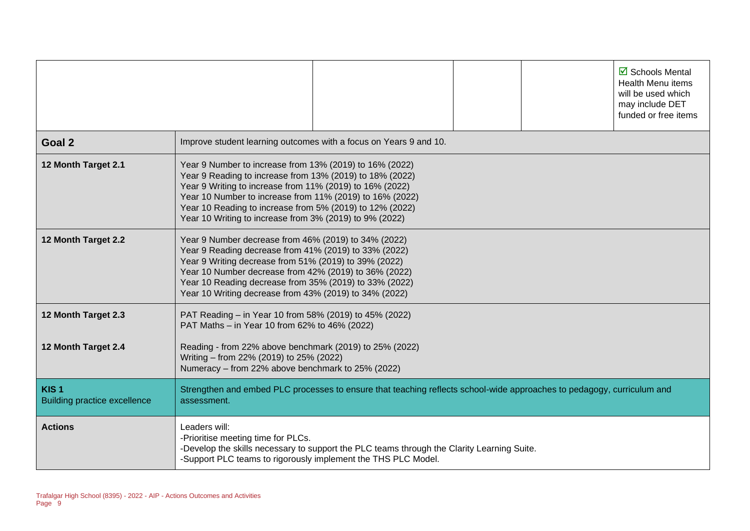| | | | | | |
|---|---|---|---|---|---|
| | | | | | ☑ Schools Mental Health Menu items will be used which may include DET funded or free items |

| | |
|---|---|
| **Goal 2** | Improve student learning outcomes with a focus on Years 9 and 10. |
| **12 Month Target 2.1** | Year 9 Number to increase from 13% (2019) to 16% (2022)<br>Year 9 Reading to increase from 13% (2019) to 18% (2022)<br>Year 9 Writing to increase from 11% (2019) to 16% (2022)<br>Year 10 Number to increase from 11% (2019) to 16% (2022)<br>Year 10 Reading to increase from 5% (2019) to 12% (2022)<br>Year 10 Writing to increase from 3% (2019) to 9% (2022) |
| **12 Month Target 2.2** | Year 9 Number decrease from 46% (2019) to 34% (2022)<br>Year 9 Reading decrease from 41% (2019) to 33% (2022)<br>Year 9 Writing decrease from 51% (2019) to 39% (2022)<br>Year 10 Number decrease from 42% (2019) to 36% (2022)<br>Year 10 Reading decrease from 35% (2019) to 33% (2022)<br>Year 10 Writing decrease from 43% (2019) to 34% (2022) |
| **12 Month Target 2.3** | PAT Reading – in Year 10 from 58% (2019) to 45% (2022)<br>PAT Maths – in Year 10 from 62% to 46% (2022) |
| **12 Month Target 2.4** | Reading - from 22% above benchmark (2019) to 25% (2022)<br>Writing – from 22% (2019) to 25% (2022)<br>Numeracy – from 22% above benchmark to 25% (2022) |
| **KIS 1**<br>Building practice excellence | Strengthen and embed PLC processes to ensure that teaching reflects school-wide approaches to pedagogy, curriculum and assessment. |
| **Actions** | Leaders will:<br>-Prioritise meeting time for PLCs.<br>-Develop the skills necessary to support the PLC teams through the Clarity Learning Suite.<br>-Support PLC teams to rigorously implement the THS PLC Model. |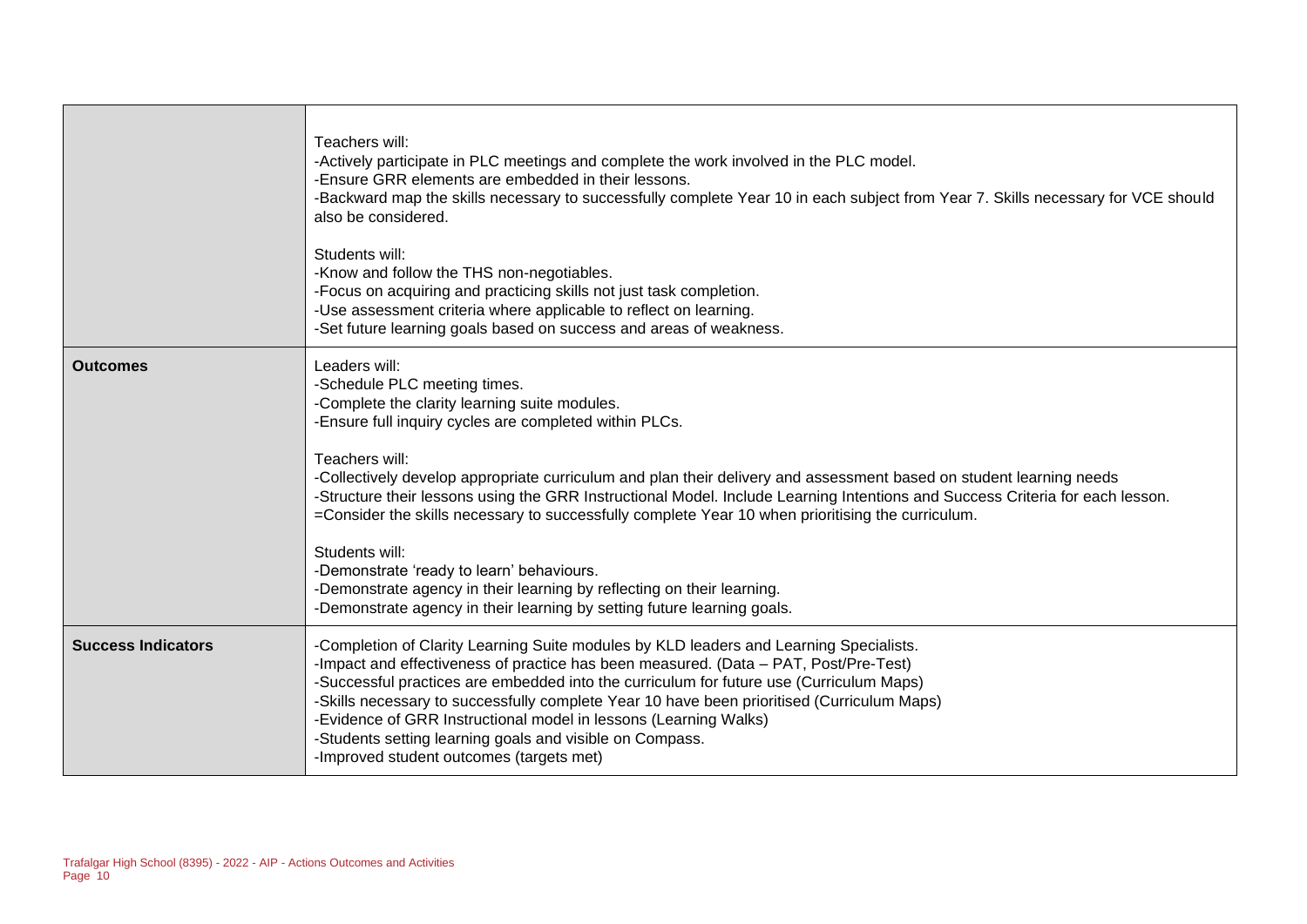| | |
|---|---|
| | Teachers will:<br>-Actively participate in PLC meetings and complete the work involved in the PLC model.<br>-Ensure GRR elements are embedded in their lessons.<br>-Backward map the skills necessary to successfully complete Year 10 in each subject from Year 7. Skills necessary for VCE should also be considered.<br><br>Students will:<br>-Know and follow the THS non-negotiables.<br>-Focus on acquiring and practicing skills not just task completion.<br>-Use assessment criteria where applicable to reflect on learning.<br>-Set future learning goals based on success and areas of weakness. |
| **Outcomes** | Leaders will:<br>-Schedule PLC meeting times.<br>-Complete the clarity learning suite modules.<br>-Ensure full inquiry cycles are completed within PLCs.<br><br>Teachers will:<br>-Collectively develop appropriate curriculum and plan their delivery and assessment based on student learning needs<br>-Structure their lessons using the GRR Instructional Model. Include Learning Intentions and Success Criteria for each lesson.<br>=Consider the skills necessary to successfully complete Year 10 when prioritising the curriculum.<br><br>Students will:<br>-Demonstrate 'ready to learn' behaviours.<br>-Demonstrate agency in their learning by reflecting on their learning.<br>-Demonstrate agency in their learning by setting future learning goals. |
| **Success Indicators** | -Completion of Clarity Learning Suite modules by KLD leaders and Learning Specialists.<br>-Impact and effectiveness of practice has been measured. (Data – PAT, Post/Pre-Test)<br>-Successful practices are embedded into the curriculum for future use (Curriculum Maps)<br>-Skills necessary to successfully complete Year 10 have been prioritised (Curriculum Maps)<br>-Evidence of GRR Instructional model in lessons (Learning Walks)<br>-Students setting learning goals and visible on Compass.<br>-Improved student outcomes (targets met) |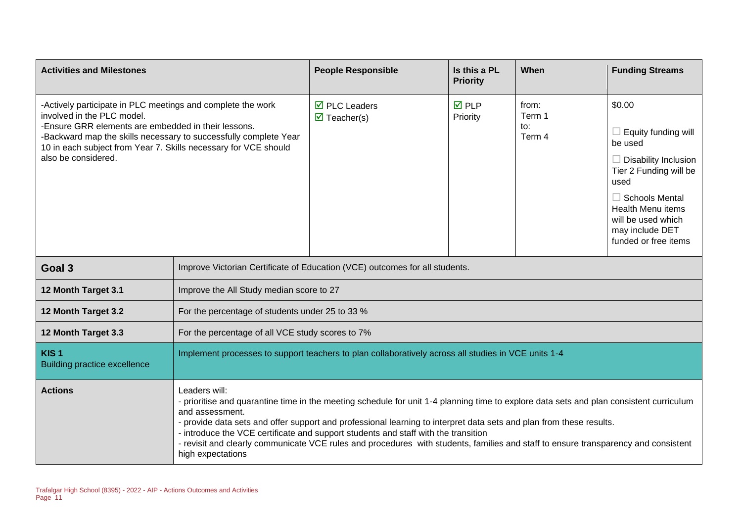| Activities and Milestones | People Responsible | Is this a PL Priority | When | Funding Streams |
|---|---|---|---|---|
| -Actively participate in PLC meetings and complete the work involved in the PLC model.<br>-Ensure GRR elements are embedded in their lessons.<br>-Backward map the skills necessary to successfully complete Year 10 in each subject from Year 7. Skills necessary for VCE should also be considered. | ☑ PLC Leaders<br>☑ Teacher(s) | ☑ PLP Priority | from:<br>Term 1<br>to:<br>Term 4 | $0.00<br><br>☐ Equity funding will be used<br><br>☐ Disability Inclusion Tier 2 Funding will be used<br><br>☐ Schools Mental Health Menu items will be used which may include DET funded or free items |

| | |
|---|---|
| **Goal 3** | Improve Victorian Certificate of Education (VCE) outcomes for all students. |
| **12 Month Target 3.1** | Improve the All Study median score to 27 |
| **12 Month Target 3.2** | For the percentage of students under 25 to 33 % |
| **12 Month Target 3.3** | For the percentage of all VCE study scores to 7% |
| **KIS 1**<br>Building practice excellence | Implement processes to support teachers to plan collaboratively across all studies in VCE units 1-4 |
| **Actions** | Leaders will:<br>- prioritise and quarantine time in the meeting schedule for unit 1-4 planning time to explore data sets and plan consistent curriculum and assessment.<br>- provide data sets and offer support and professional learning to interpret data sets and plan from these results.<br>- introduce the VCE certificate and support students and staff with the transition<br>- revisit and clearly communicate VCE rules and procedures with students, families and staff to ensure transparency and consistent high expectations |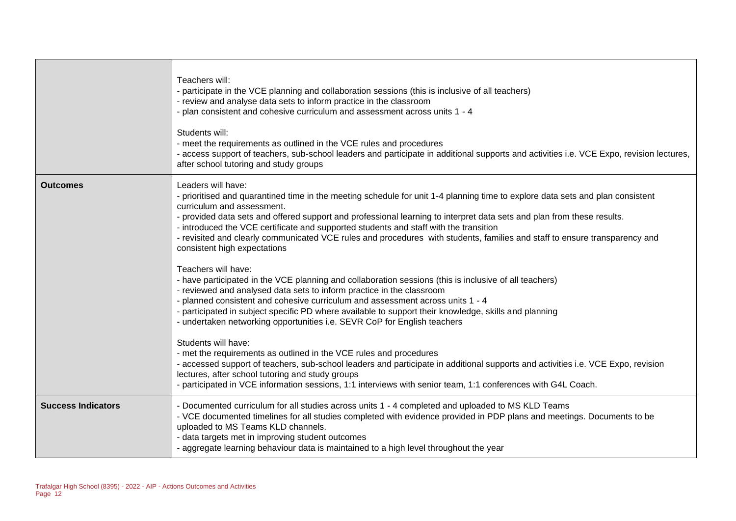| | |
|---|---|
| | Teachers will:<br>- participate in the VCE planning and collaboration sessions (this is inclusive of all teachers)<br>- review and analyse data sets to inform practice in the classroom<br>- plan consistent and cohesive curriculum and assessment across units 1 - 4<br><br>Students will:<br>- meet the requirements as outlined in the VCE rules and procedures<br>- access support of teachers, sub-school leaders and participate in additional supports and activities i.e. VCE Expo, revision lectures, after school tutoring and study groups |
| **Outcomes** | Leaders will have:<br>- prioritised and quarantined time in the meeting schedule for unit 1-4 planning time to explore data sets and plan consistent curriculum and assessment.<br>- provided data sets and offered support and professional learning to interpret data sets and plan from these results.<br>- introduced the VCE certificate and supported students and staff with the transition<br>- revisited and clearly communicated VCE rules and procedures with students, families and staff to ensure transparency and consistent high expectations<br><br>Teachers will have:<br>- have participated in the VCE planning and collaboration sessions (this is inclusive of all teachers)<br>- reviewed and analysed data sets to inform practice in the classroom<br>- planned consistent and cohesive curriculum and assessment across units 1 - 4<br>- participated in subject specific PD where available to support their knowledge, skills and planning<br>- undertaken networking opportunities i.e. SEVR CoP for English teachers<br><br>Students will have:<br>- met the requirements as outlined in the VCE rules and procedures<br>- accessed support of teachers, sub-school leaders and participate in additional supports and activities i.e. VCE Expo, revision lectures, after school tutoring and study groups<br>- participated in VCE information sessions, 1:1 interviews with senior team, 1:1 conferences with G4L Coach. |
| **Success Indicators** | - Documented curriculum for all studies across units 1 - 4 completed and uploaded to MS KLD Teams<br>- VCE documented timelines for all studies completed with evidence provided in PDP plans and meetings. Documents to be uploaded to MS Teams KLD channels.<br>- data targets met in improving student outcomes<br>- aggregate learning behaviour data is maintained to a high level throughout the year |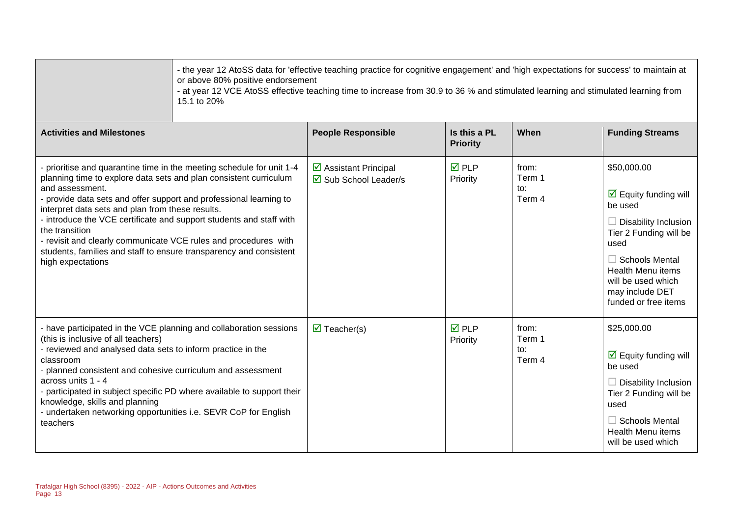| | |
|---|---|
| | - the year 12 AtoSS data for 'effective teaching practice for cognitive engagement' and 'high expectations for success' to maintain at or above 80% positive endorsement<br>- at year 12 VCE AtoSS effective teaching time to increase from 30.9 to 36 % and stimulated learning and stimulated learning from 15.1 to 20% |

| Activities and Milestones | People Responsible | Is this a PL Priority | When | Funding Streams |
|---|---|---|---|---|
| - prioritise and quarantine time in the meeting schedule for unit 1-4 planning time to explore data sets and plan consistent curriculum and assessment.<br>- provide data sets and offer support and professional learning to interpret data sets and plan from these results.<br>- introduce the VCE certificate and support students and staff with the transition<br>- revisit and clearly communicate VCE rules and procedures with students, families and staff to ensure transparency and consistent high expectations | ☑ Assistant Principal<br>☑ Sub School Leader/s | ☑ PLP Priority | from: Term 1 to: Term 4 | $50,000.00<br>☑ Equity funding will be used<br>☐ Disability Inclusion Tier 2 Funding will be used<br>☐ Schools Mental Health Menu items will be used which may include DET funded or free items |
| - have participated in the VCE planning and collaboration sessions (this is inclusive of all teachers)<br>- reviewed and analysed data sets to inform practice in the classroom<br>- planned consistent and cohesive curriculum and assessment across units 1 - 4<br>- participated in subject specific PD where available to support their knowledge, skills and planning<br>- undertaken networking opportunities i.e. SEVR CoP for English teachers | ☑ Teacher(s) | ☑ PLP Priority | from: Term 1 to: Term 4 | $25,000.00<br>☑ Equity funding will be used<br>☐ Disability Inclusion Tier 2 Funding will be used<br>☐ Schools Mental Health Menu items will be used which |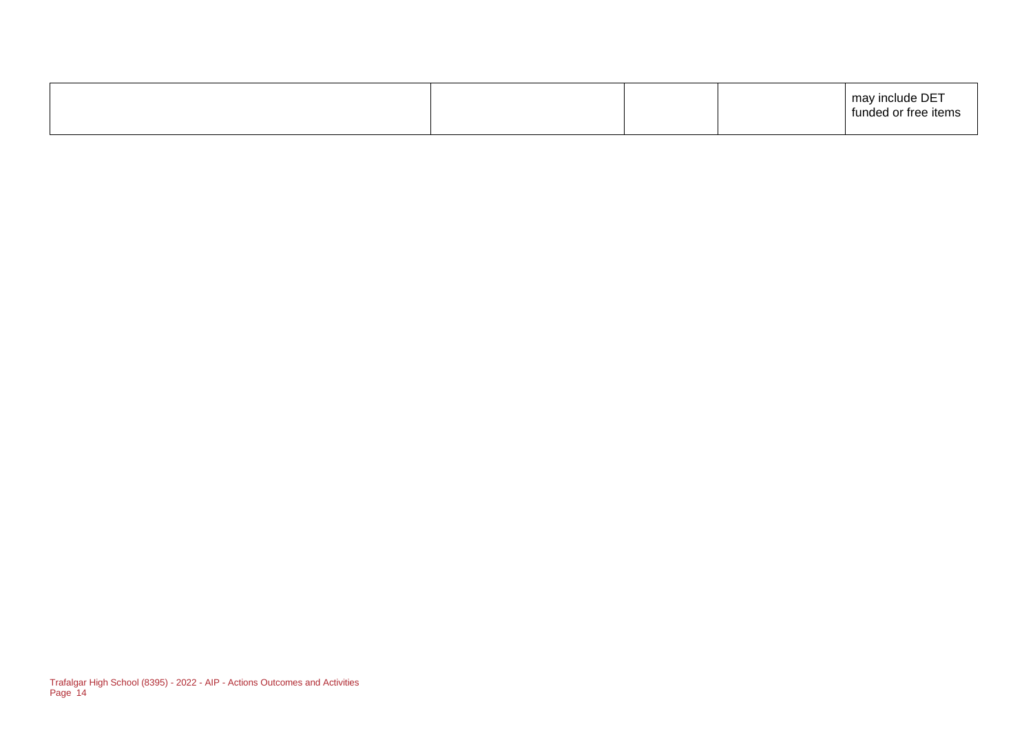| | | | | |
|---|---|---|---|---|
| | | | | may include DET funded or free items |